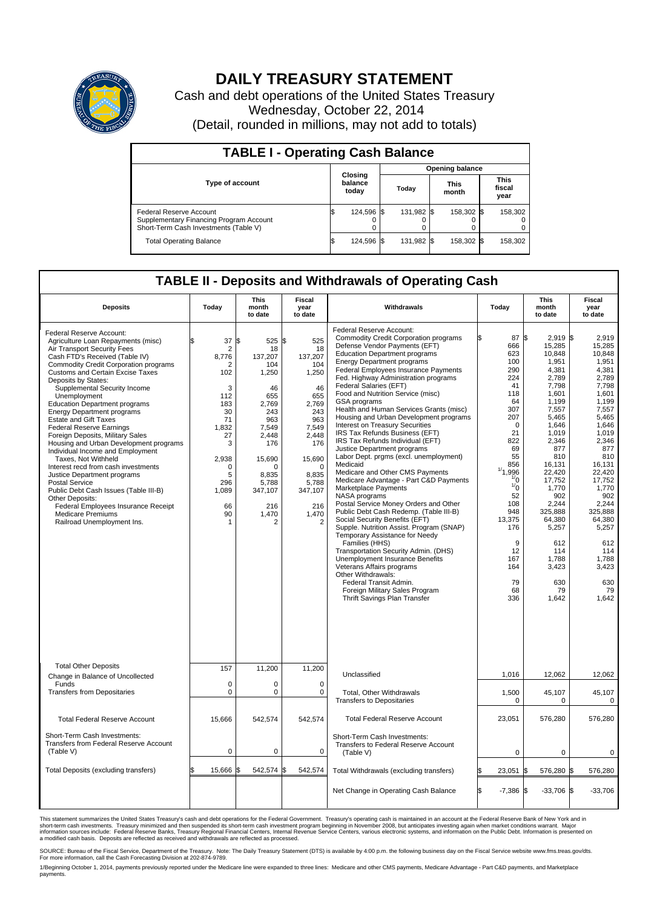# DAILY TREASURY STATEMENT

Cash and debt operations of the United States Treasury

Wednesday, October 22, 2014

(Detail, rounded in millions, may not add to totals)

## TABLE I - Operating Cash Balance

| Type of account | Closing balance today | Opening balance Today | Opening balance This month | Opening balance This fiscal year |
|---|---|---|---|---|
| Federal Reserve Account | $ 124,596 | $ 131,982 | $ 158,302 | $ 158,302 |
| Supplementary Financing Program Account | 0 | 0 | 0 | 0 |
| Short-Term Cash Investments (Table V) | 0 | 0 | 0 | 0 |
| Total Operating Balance | $ 124,596 | $ 131,982 | $ 158,302 | $ 158,302 |

## TABLE II - Deposits and Withdrawals of Operating Cash

| Deposits | Today | This month to date | Fiscal year to date |
|---|---|---|---|
| Federal Reserve Account: | | | |
| Agriculture Loan Repayments (misc) | $ 37 | $ 525 | $ 525 |
| Air Transport Security Fees | 2 | 18 | 18 |
| Cash FTD's Received (Table IV) | 8,776 | 137,207 | 137,207 |
| Commodity Credit Corporation programs | 2 | 104 | 104 |
| Customs and Certain Excise Taxes | 102 | 1,250 | 1,250 |
| Deposits by States: | | | |
| Supplemental Security Income | 3 | 46 | 46 |
| Unemployment | 112 | 655 | 655 |
| Education Department programs | 183 | 2,769 | 2,769 |
| Energy Department programs | 30 | 243 | 243 |
| Estate and Gift Taxes | 71 | 963 | 963 |
| Federal Reserve Earnings | 1,832 | 7,549 | 7,549 |
| Foreign Deposits, Military Sales | 27 | 2,448 | 2,448 |
| Housing and Urban Development programs | 3 | 176 | 176 |
| Individual Income and Employment Taxes, Not Withheld | 2,938 | 15,690 | 15,690 |
| Interest recd from cash investments | 0 | 0 | 0 |
| Justice Department programs | 5 | 8,835 | 8,835 |
| Postal Service | 296 | 5,788 | 5,788 |
| Public Debt Cash Issues (Table III-B) | 1,089 | 347,107 | 347,107 |
| Other Deposits: | | | |
| Federal Employees Insurance Receipt | 66 | 216 | 216 |
| Medicare Premiums | 90 | 1,470 | 1,470 |
| Railroad Unemployment Ins. | 1 | 2 | 2 |
| Total Other Deposits | 157 | 11,200 | 11,200 |
| Change in Balance of Uncollected Funds | 0 | 0 | 0 |
| Transfers from Depositaries | 0 | 0 | 0 |
| Total Federal Reserve Account | 15,666 | 542,574 | 542,574 |
| Short-Term Cash Investments: Transfers from Federal Reserve Account (Table V) | 0 | 0 | 0 |
| Total Deposits (excluding transfers) | $ 15,666 | $ 542,574 | $ 542,574 |

| Withdrawals | Today | This month to date | Fiscal year to date |
|---|---|---|---|
| Federal Reserve Account: | | | |
| Commodity Credit Corporation programs | $ 87 | $ 2,919 | $ 2,919 |
| Defense Vendor Payments (EFT) | 666 | 15,285 | 15,285 |
| Education Department programs | 623 | 10,848 | 10,848 |
| Energy Department programs | 100 | 1,951 | 1,951 |
| Federal Employees Insurance Payments | 290 | 4,381 | 4,381 |
| Fed. Highway Administration programs | 224 | 2,789 | 2,789 |
| Federal Salaries (EFT) | 41 | 7,798 | 7,798 |
| Food and Nutrition Service (misc) | 118 | 1,601 | 1,601 |
| GSA programs | 64 | 1,199 | 1,199 |
| Health and Human Services Grants (misc) | 307 | 7,557 | 7,557 |
| Housing and Urban Development programs | 207 | 5,465 | 5,465 |
| Interest on Treasury Securities | 0 | 1,646 | 1,646 |
| IRS Tax Refunds Business (EFT) | 21 | 1,019 | 1,019 |
| IRS Tax Refunds Individual (EFT) | 822 | 2,346 | 2,346 |
| Justice Department programs | 69 | 877 | 877 |
| Labor Dept. prgms (excl. unemployment) | 55 | 810 | 810 |
| Medicaid | 856 | 16,131 | 16,131 |
| Medicare and Other CMS Payments | [1]1,996 | 22,420 | 22,420 |
| Medicare Advantage - Part C&D Payments | [1]0 | 17,752 | 17,752 |
| Marketplace Payments | [1]0 | 1,770 | 1,770 |
| NASA programs | 52 | 902 | 902 |
| Postal Service Money Orders and Other | 108 | 2,244 | 2,244 |
| Public Debt Cash Redemp. (Table III-B) | 948 | 325,888 | 325,888 |
| Social Security Benefits (EFT) | 13,375 | 64,380 | 64,380 |
| Supple. Nutrition Assist. Program (SNAP) | 176 | 5,257 | 5,257 |
| Temporary Assistance for Needy Families (HHS) | 9 | 612 | 612 |
| Transportation Security Admin. (DHS) | 12 | 114 | 114 |
| Unemployment Insurance Benefits | 167 | 1,788 | 1,788 |
| Veterans Affairs programs | 164 | 3,423 | 3,423 |
| Other Withdrawals: | | | |
| Federal Transit Admin. | 79 | 630 | 630 |
| Foreign Military Sales Program | 68 | 79 | 79 |
| Thrift Savings Plan Transfer | 336 | 1,642 | 1,642 |
| Unclassified | 1,016 | 12,062 | 12,062 |
| Total, Other Withdrawals | 1,500 | 45,107 | 45,107 |
| Transfers to Depositaries | 0 | 0 | 0 |
| Total Federal Reserve Account | 23,051 | 576,280 | 576,280 |
| Short-Term Cash Investments: Transfers to Federal Reserve Account (Table V) | 0 | 0 | 0 |
| Total Withdrawals (excluding transfers) | $ 23,051 | $ 576,280 | $ 576,280 |
| Net Change in Operating Cash Balance | $ -7,386 | $ -33,706 | $ -33,706 |

This statement summarizes the United States Treasury's cash and debt operations for the Federal Government. Treasury's operating cash is maintained in an account at the Federal Reserve Bank of New York and in short-term cash investments. Treasury minimized and then suspended its short-term cash investment program beginning in November 2008, but anticipates investing again when market conditions warrant. Major information sources include: Federal Reserve Banks, Treasury Regional Financial Centers, Internal Revenue Service Centers, various electronic systems, and information on the Public Debt. Information is presented on a modified cash basis. Deposits are reflected as received and withdrawals are reflected as processed.

SOURCE: Bureau of the Fiscal Service, Department of the Treasury. Note: The Daily Treasury Statement (DTS) is available by 4:00 p.m. the following business day on the Fiscal Service website www.fms.treas.gov/dts. For more information, call the Cash Forecasting Division at 202-874-9789.

1/Beginning October 1, 2014, payments previously reported under the Medicare line were expanded to three lines: Medicare and other CMS payments, Medicare Advantage - Part C&D payments, and Marketplace payments.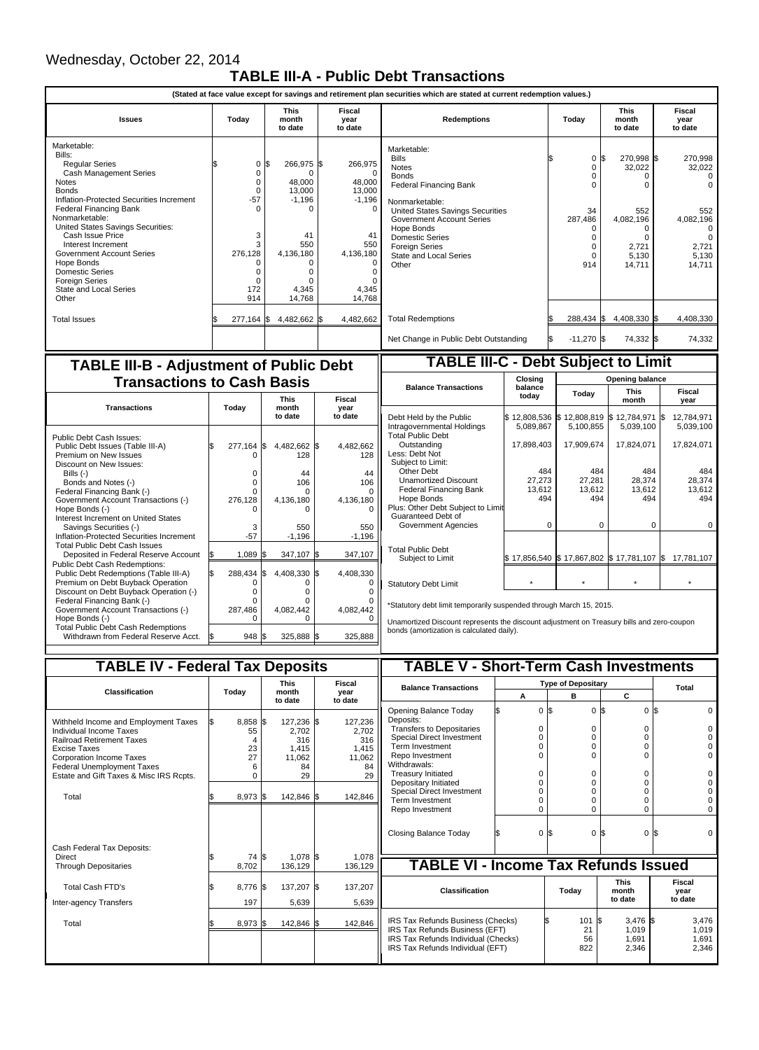Wednesday, October 22, 2014

# TABLE III-A - Public Debt Transactions

(Stated at face value except for savings and retirement plan securities which are stated at current redemption values.)

| Issues | Today | This month to date | Fiscal year to date |
|---|---|---|---|
| Marketable: | | | |
| Bills: | | | |
| Regular Series | $ 0 | $ 266,975 | $ 266,975 |
| Cash Management Series | 0 | 0 | 0 |
| Notes | 0 | 48,000 | 48,000 |
| Bonds | 0 | 13,000 | 13,000 |
| Inflation-Protected Securities Increment | -57 | -1,196 | -1,196 |
| Federal Financing Bank | 0 | 0 | 0 |
| Nonmarketable: | | | |
| United States Savings Securities: | | | |
| Cash Issue Price | 3 | 41 | 41 |
| Interest Increment | 3 | 550 | 550 |
| Government Account Series | 276,128 | 4,136,180 | 4,136,180 |
| Hope Bonds | 0 | 0 | 0 |
| Domestic Series | 0 | 0 | 0 |
| Foreign Series | 0 | 0 | 0 |
| State and Local Series | 172 | 4,345 | 4,345 |
| Other | 914 | 14,768 | 14,768 |
| Total Issues | $ 277,164 | $ 4,482,662 | $ 4,482,662 |

| Redemptions | Today | This month to date | Fiscal year to date |
|---|---|---|---|
| Marketable: | | | |
| Bills | $ 0 | $ 270,998 | $ 270,998 |
| Notes | 0 | 32,022 | 32,022 |
| Bonds | 0 | 0 | 0 |
| Federal Financing Bank | 0 | 0 | 0 |
| Nonmarketable: | | | |
| United States Savings Securities | 34 | 552 | 552 |
| Government Account Series | 287,486 | 4,082,196 | 4,082,196 |
| Hope Bonds | 0 | 0 | 0 |
| Domestic Series | 0 | 0 | 0 |
| Foreign Series | 0 | 2,721 | 2,721 |
| State and Local Series | 0 | 5,130 | 5,130 |
| Other | 914 | 14,711 | 14,711 |
| Total Redemptions | $ 288,434 | $ 4,408,330 | $ 4,408,330 |
| Net Change in Public Debt Outstanding | $ -11,270 | $ 74,332 | $ 74,332 |

# TABLE III-B - Adjustment of Public Debt Transactions to Cash Basis

| Transactions | Today | This month to date | Fiscal year to date |
|---|---|---|---|
| Public Debt Cash Issues: | | | |
| Public Debt Issues (Table III-A) | $ 277,164 | $ 4,482,662 | $ 4,482,662 |
| Premium on New Issues | 0 | 128 | 128 |
| Discount on New Issues: | | | |
| Bills (-) | 0 | 44 | 44 |
| Bonds and Notes (-) | 0 | 106 | 106 |
| Federal Financing Bank (-) | 0 | 0 | 0 |
| Government Account Transactions (-) | 276,128 | 4,136,180 | 4,136,180 |
| Hope Bonds (-) | 0 | 0 | 0 |
| Interest Increment on United States Savings Securities (-) | 3 | 550 | 550 |
| Inflation-Protected Securities Increment | -57 | -1,196 | -1,196 |
| Total Public Debt Cash Issues Deposited in Federal Reserve Account | $ 1,089 | $ 347,107 | $ 347,107 |
| Public Debt Cash Redemptions: | | | |
| Public Debt Redemptions (Table III-A) | $ 288,434 | $ 4,408,330 | $ 4,408,330 |
| Premium on Debt Buyback Operation | 0 | 0 | 0 |
| Discount on Debt Buyback Operation (-) | 0 | 0 | 0 |
| Federal Financing Bank (-) | 0 | 0 | 0 |
| Government Account Transactions (-) | 287,486 | 4,082,442 | 4,082,442 |
| Hope Bonds (-) | 0 | 0 | 0 |
| Total Public Debt Cash Redemptions Withdrawn from Federal Reserve Acct. | $ 948 | $ 325,888 | $ 325,888 |

# TABLE III-C - Debt Subject to Limit

| Balance Transactions | Closing balance today | Opening balance Today | Opening balance This month | Opening balance Fiscal year |
|---|---|---|---|---|
| Debt Held by the Public | $ 12,808,536 | $ 12,808,819 | $ 12,784,971 | $ 12,784,971 |
| Intragovernmental Holdings | 5,089,867 | 5,100,855 | 5,039,100 | 5,039,100 |
| Total Public Debt Outstanding | 17,898,403 | 17,909,674 | 17,824,071 | 17,824,071 |
| Less: Debt Not Subject to Limit: | | | | |
| Other Debt | 484 | 484 | 484 | 484 |
| Unamortized Discount | 27,273 | 27,281 | 28,374 | 28,374 |
| Federal Financing Bank | 13,612 | 13,612 | 13,612 | 13,612 |
| Hope Bonds | 494 | 494 | 494 | 494 |
| Plus: Other Debt Subject to Limit | | | | |
| Guaranteed Debt of Government Agencies | 0 | 0 | 0 | 0 |
| Total Public Debt Subject to Limit | $ 17,856,540 | $ 17,867,802 | $ 17,781,107 | $ 17,781,107 |
| Statutory Debt Limit | * | * | * | * |

*Statutory debt limit temporarily suspended through March 15, 2015.

Unamortized Discount represents the discount adjustment on Treasury bills and zero-coupon bonds (amortization is calculated daily).

# TABLE IV - Federal Tax Deposits

| Classification | Today | This month to date | Fiscal year to date |
|---|---|---|---|
| Withheld Income and Employment Taxes | $ 8,858 | $ 127,236 | $ 127,236 |
| Individual Income Taxes | 55 | 2,702 | 2,702 |
| Railroad Retirement Taxes | 4 | 316 | 316 |
| Excise Taxes | 23 | 1,415 | 1,415 |
| Corporation Income Taxes | 27 | 11,062 | 11,062 |
| Federal Unemployment Taxes | 6 | 84 | 84 |
| Estate and Gift Taxes & Misc IRS Rcpts. | 0 | 29 | 29 |
| Total | $ 8,973 | $ 142,846 | $ 142,846 |
| Cash Federal Tax Deposits: | | | |
| Direct | $ 74 | $ 1,078 | $ 1,078 |
| Through Depositaries | 8,702 | 136,129 | 136,129 |
| Total Cash FTD's | $ 8,776 | $ 137,207 | $ 137,207 |
| Inter-agency Transfers | 197 | 5,639 | 5,639 |
| Total | $ 8,973 | $ 142,846 | $ 142,846 |

# TABLE V - Short-Term Cash Investments

| Balance Transactions | Type of Depositary A | Type of Depositary B | Type of Depositary C | Total |
|---|---|---|---|---|
| Opening Balance Today | $ 0 | $ 0 | $ 0 | $ 0 |
| Deposits: | | | | |
| Transfers to Depositaries | 0 | 0 | 0 | 0 |
| Special Direct Investment | 0 | 0 | 0 | 0 |
| Term Investment | 0 | 0 | 0 | 0 |
| Repo Investment | 0 | 0 | 0 | 0 |
| Withdrawals: | | | | |
| Treasury Initiated | 0 | 0 | 0 | 0 |
| Depositary Initiated | 0 | 0 | 0 | 0 |
| Special Direct Investment | 0 | 0 | 0 | 0 |
| Term Investment | 0 | 0 | 0 | 0 |
| Repo Investment | 0 | 0 | 0 | 0 |
| Closing Balance Today | $ 0 | $ 0 | $ 0 | $ 0 |

# TABLE VI - Income Tax Refunds Issued

| Classification | Today | This month to date | Fiscal year to date |
|---|---|---|---|
| IRS Tax Refunds Business (Checks) | $ 101 | $ 3,476 | $ 3,476 |
| IRS Tax Refunds Business (EFT) | 21 | 1,019 | 1,019 |
| IRS Tax Refunds Individual (Checks) | 56 | 1,691 | 1,691 |
| IRS Tax Refunds Individual (EFT) | 822 | 2,346 | 2,346 |